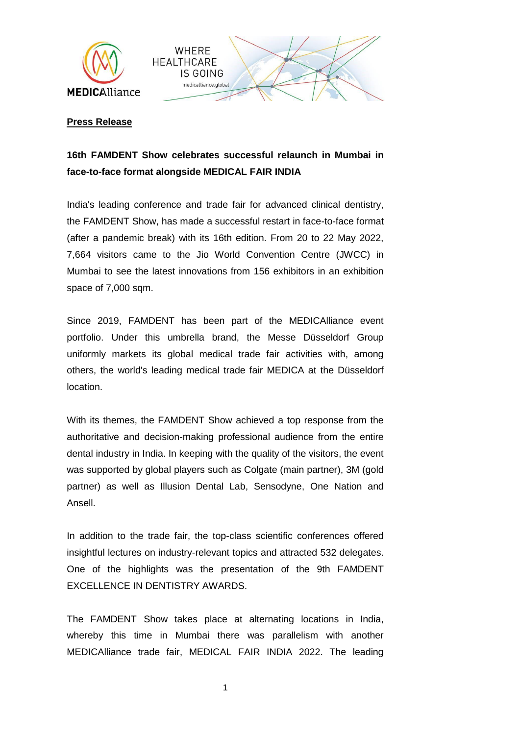MEDICAlliance

WHERE HEALTHCARE IS GOING
medicalliance.global

**Press Release**

**16th FAMDENT Show celebrates successful relaunch in Mumbai in face-to-face format alongside MEDICAL FAIR INDIA**

India's leading conference and trade fair for advanced clinical dentistry, the FAMDENT Show, has made a successful restart in face-to-face format (after a pandemic break) with its 16th edition. From 20 to 22 May 2022, 7,664 visitors came to the Jio World Convention Centre (JWCC) in Mumbai to see the latest innovations from 156 exhibitors in an exhibition space of 7,000 sqm.

Since 2019, FAMDENT has been part of the MEDICAlliance event portfolio. Under this umbrella brand, the Messe Düsseldorf Group uniformly markets its global medical trade fair activities with, among others, the world's leading medical trade fair MEDICA at the Düsseldorf location.

With its themes, the FAMDENT Show achieved a top response from the authoritative and decision-making professional audience from the entire dental industry in India. In keeping with the quality of the visitors, the event was supported by global players such as Colgate (main partner), 3M (gold partner) as well as Illusion Dental Lab, Sensodyne, One Nation and Ansell.

In addition to the trade fair, the top-class scientific conferences offered insightful lectures on industry-relevant topics and attracted 532 delegates. One of the highlights was the presentation of the 9th FAMDENT EXCELLENCE IN DENTISTRY AWARDS.

The FAMDENT Show takes place at alternating locations in India, whereby this time in Mumbai there was parallelism with another MEDICAlliance trade fair, MEDICAL FAIR INDIA 2022. The leading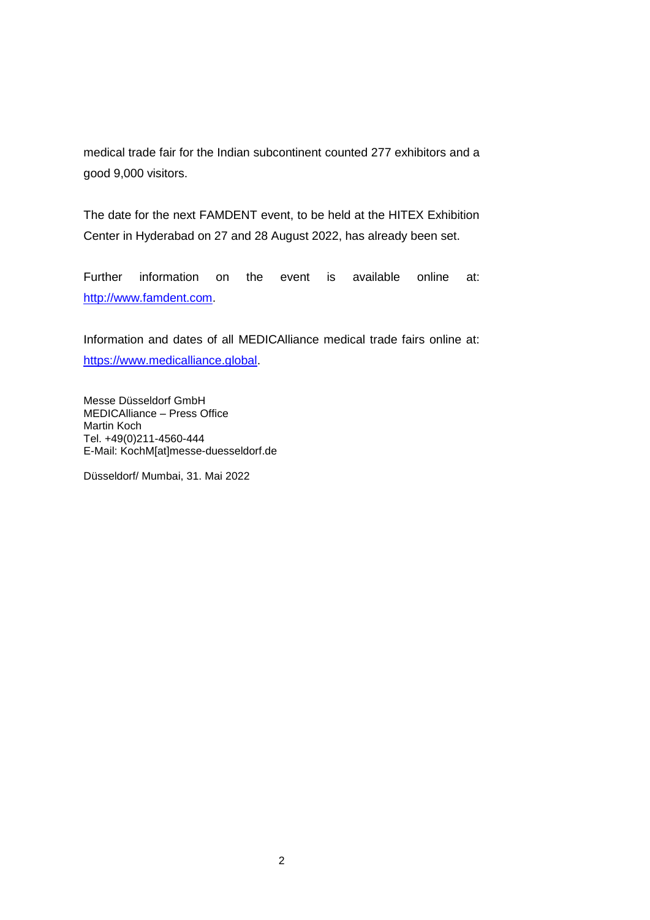medical trade fair for the Indian subcontinent counted 277 exhibitors and a good 9,000 visitors.

The date for the next FAMDENT event, to be held at the HITEX Exhibition Center in Hyderabad on 27 and 28 August 2022, has already been set.

Further information on the event is available online at: [http://www.famdent.com](http://www.famdent.com).

Information and dates of all MEDICAlliance medical trade fairs online at: [https://www.medicalliance.global](https://www.medicalliance.global).

Messe Düsseldorf GmbH  
MEDICAlliance – Press Office  
Martin Koch  
Tel. +49(0)211-4560-444  
E-Mail: KochM[at]messe-duesseldorf.de

Düsseldorf/ Mumbai, 31. Mai 2022